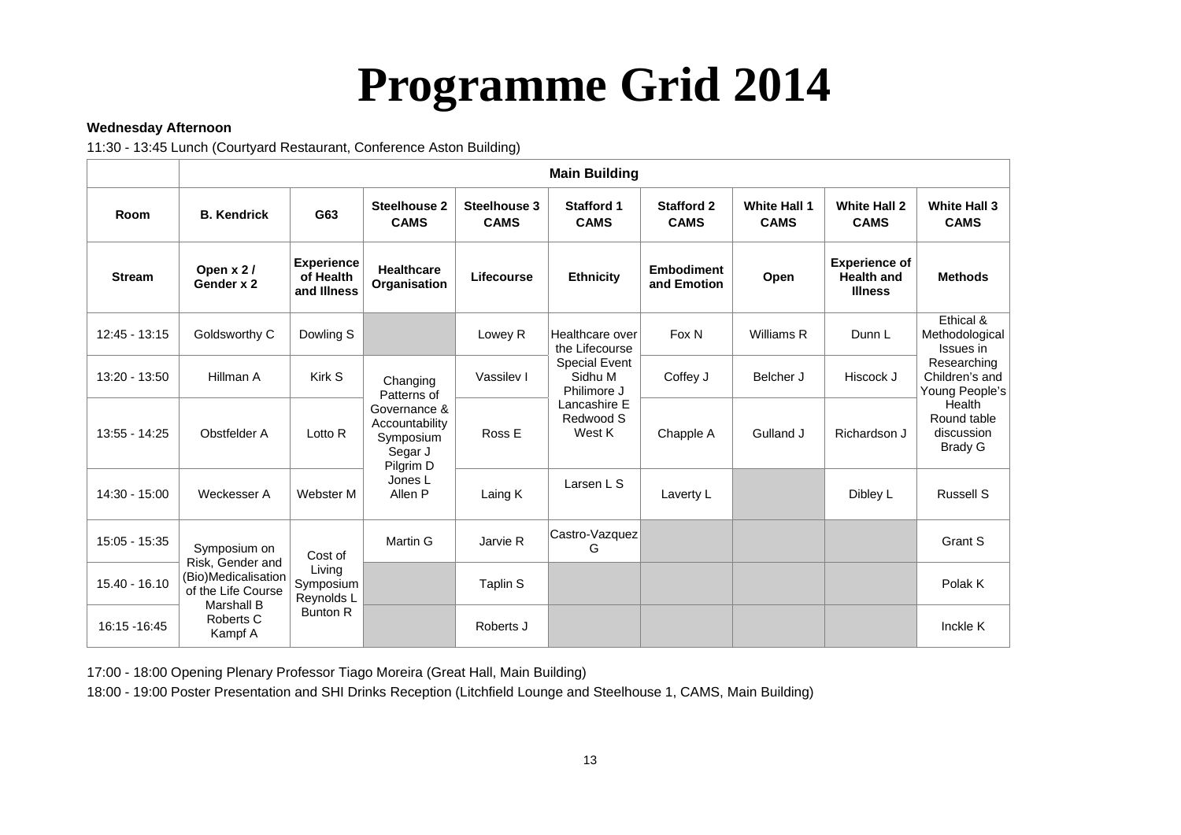# Programme Grid 2014

**Wednesday Afternoon**

11:30 - 13:45 Lunch (Courtyard Restaurant, Conference Aston Building)

| | Main Building | | | | | | | | |
|---|---|---|---|---|---|---|---|---|---|
| **Room** | **B. Kendrick** | **G63** | **Steelhouse 2 CAMS** | **Steelhouse 3 CAMS** | **Stafford 1 CAMS** | **Stafford 2 CAMS** | **White Hall 1 CAMS** | **White Hall 2 CAMS** | **White Hall 3 CAMS** |
| **Stream** | **Open x 2 / Gender x 2** | **Experience of Health and Illness** | **Healthcare Organisation** | **Lifecourse** | **Ethnicity** | **Embodiment and Emotion** | **Open** | **Experience of Health and Illness** | **Methods** |
| 12:45 - 13:15 | Goldsworthy C | Dowling S | | Lowey R | Healthcare over the Lifecourse Special Event Sidhu M Philimore J Lancashire E Redwood S West K | Fox N | Williams R | Dunn L | Ethical & Methodological Issues in Researching Children's and Young People's Health Round table discussion Brady G |
| 13:20 - 13:50 | Hillman A | Kirk S | Changing Patterns of Governance & Accountability Symposium Segar J Pilgrim D Jones L Allen P | Vassilev I | | Coffey J | Belcher J | Hiscock J | |
| 13:55 - 14:25 | Obstfelder A | Lotto R | | Ross E | | Chapple A | Gulland J | Richardson J | |
| 14:30 - 15:00 | Weckesser A | Webster M | | Laing K | Larsen L S | Laverty L | | Dibley L | Russell S |
| 15:05 - 15:35 | Symposium on Risk, Gender and (Bio)Medicalisation of the Life Course Marshall B Roberts C Kampf A | Cost of Living Symposium Reynolds L Bunton R | Martin G | Jarvie R | Castro-Vazquez G | | | | Grant S |
| 15.40 - 16.10 | | | | Taplin S | | | | | Polak K |
| 16:15 -16:45 | | | | Roberts J | | | | | Inckle K |

17:00 - 18:00 Opening Plenary Professor Tiago Moreira (Great Hall, Main Building)

18:00 - 19:00 Poster Presentation and SHI Drinks Reception (Litchfield Lounge and Steelhouse 1, CAMS, Main Building)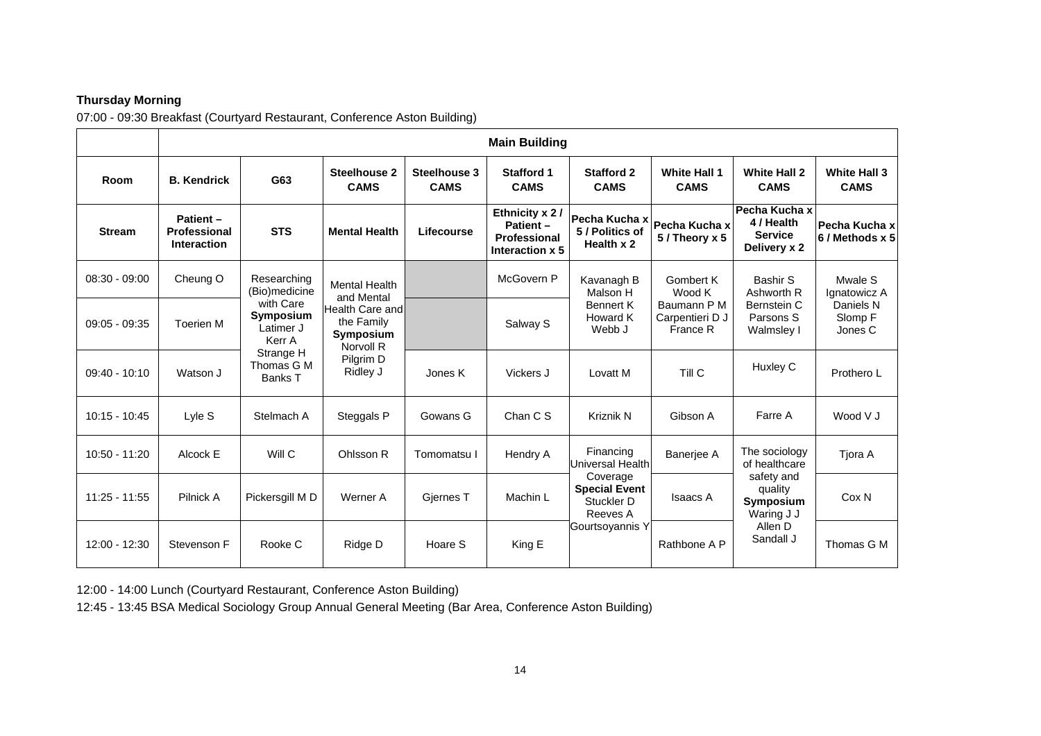**Thursday Morning**

07:00 - 09:30 Breakfast (Courtyard Restaurant, Conference Aston Building)

| | Main Building | | | | | | | | |
|---|---|---|---|---|---|---|---|---|---|
| **Room** | **B. Kendrick** | **G63** | **Steelhouse 2 CAMS** | **Steelhouse 3 CAMS** | **Stafford 1 CAMS** | **Stafford 2 CAMS** | **White Hall 1 CAMS** | **White Hall 2 CAMS** | **White Hall 3 CAMS** |
| **Stream** | **Patient – Professional Interaction** | **STS** | **Mental Health** | **Lifecourse** | **Ethnicity x 2 / Patient – Professional Interaction x 5** | **Pecha Kucha x 5 / Politics of Health x 2** | **Pecha Kucha x 5 / Theory x 5** | **Pecha Kucha x 4 / Health Service Delivery x 2** | **Pecha Kucha x 6 / Methods x 5** |
| 08:30 - 09:00 | Cheung O | Researching (Bio)medicine with Care **Symposium** Latimer J Kerr A Strange H Thomas G M Banks T | Mental Health and Mental Health Care and the Family **Symposium** Norvoll R Pilgrim D Ridley J | | McGovern P | Kavanagh B Malson H | Gombert K Wood K | Bashir S Ashworth R | Mwale S Ignatowicz A |
| 09:05 - 09:35 | Toerien M | | | | Salway S | Bennert K Howard K Webb J | Baumann P M Carpentieri D J France R | Bernstein C Parsons S Walmsley I | Daniels N Slomp F Jones C |
| 09:40 - 10:10 | Watson J | | | Jones K | Vickers J | Lovatt M | Till C | Huxley C | Prothero L |
| 10:15 - 10:45 | Lyle S | Stelmach A | Steggals P | Gowans G | Chan C S | Kriznik N | Gibson A | Farre A | Wood V J |
| 10:50 - 11:20 | Alcock E | Will C | Ohlsson R | Tomomatsu I | Hendry A | Financing Universal Health Coverage **Special Event** Stuckler D Reeves A Gourtsoyannis Y | Banerjee A | The sociology of healthcare safety and quality **Symposium** Waring J J Allen D Sandall J | Tjora A |
| 11:25 - 11:55 | Pilnick A | Pickersgill M D | Werner A | Gjernes T | Machin L | | Isaacs A | | Cox N |
| 12:00 - 12:30 | Stevenson F | Rooke C | Ridge D | Hoare S | King E | | Rathbone A P | | Thomas G M |

12:00 - 14:00 Lunch (Courtyard Restaurant, Conference Aston Building)

12:45 - 13:45 BSA Medical Sociology Group Annual General Meeting (Bar Area, Conference Aston Building)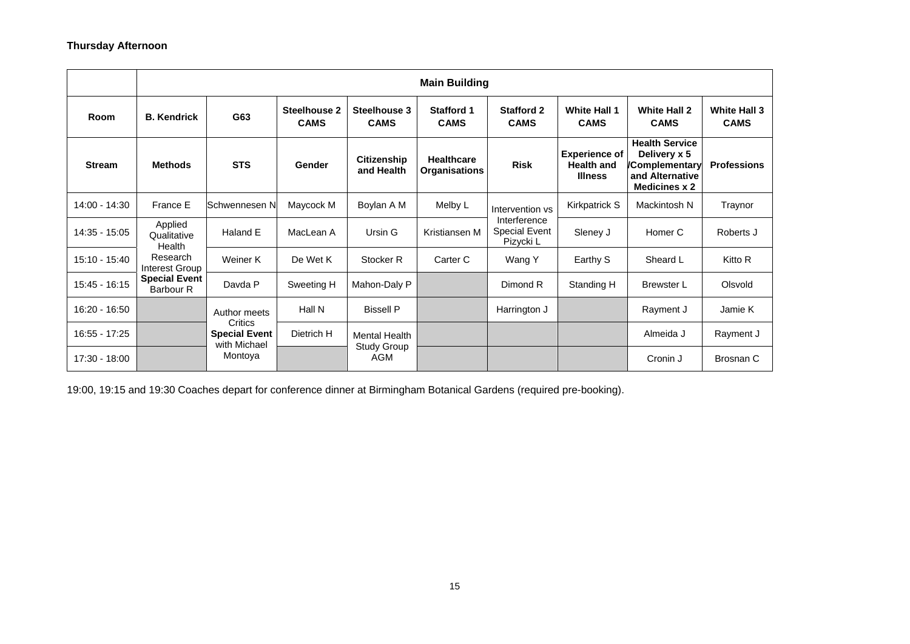**Thursday Afternoon**

| | Main Building | | | | | | | | |
|---|---|---|---|---|---|---|---|---|---|
| **Room** | **B. Kendrick** | **G63** | **Steelhouse 2 CAMS** | **Steelhouse 3 CAMS** | **Stafford 1 CAMS** | **Stafford 2 CAMS** | **White Hall 1 CAMS** | **White Hall 2 CAMS** | **White Hall 3 CAMS** |
| **Stream** | **Methods** | **STS** | **Gender** | **Citizenship and Health** | **Healthcare Organisations** | **Risk** | **Experience of Health and Illness** | **Health Service Delivery x 5 /Complementary and Alternative Medicines x 2** | **Professions** |
| 14:00 - 14:30 | France E | Schwennesen N | Maycock M | Boylan A M | Melby L | Intervention vs Interference **Special Event** Pizycki L | Kirkpatrick S | Mackintosh N | Traynor |
| 14:35 - 15:05 | Applied Qualitative Health Research Interest Group **Special Event** Barbour R | Haland E | MacLean A | Ursin G | Kristiansen M | | Sleney J | Homer C | Roberts J |
| 15:10 - 15:40 | | Weiner K | De Wet K | Stocker R | Carter C | Wang Y | Earthy S | Sheard L | Kitto R |
| 15:45 - 16:15 | | Davda P | Sweeting H | Mahon-Daly P | | Dimond R | Standing H | Brewster L | Olsvold |
| 16:20 - 16:50 | | Author meets Critics **Special Event** with Michael Montoya | Hall N | Bissell P | | Harrington J | | Rayment J | Jamie K |
| 16:55 - 17:25 | | | Dietrich H | Mental Health Study Group AGM | | | | Almeida J | Rayment J |
| 17:30 - 18:00 | | | | | | | | Cronin J | Brosnan C |

19:00, 19:15 and 19:30 Coaches depart for conference dinner at Birmingham Botanical Gardens (required pre-booking).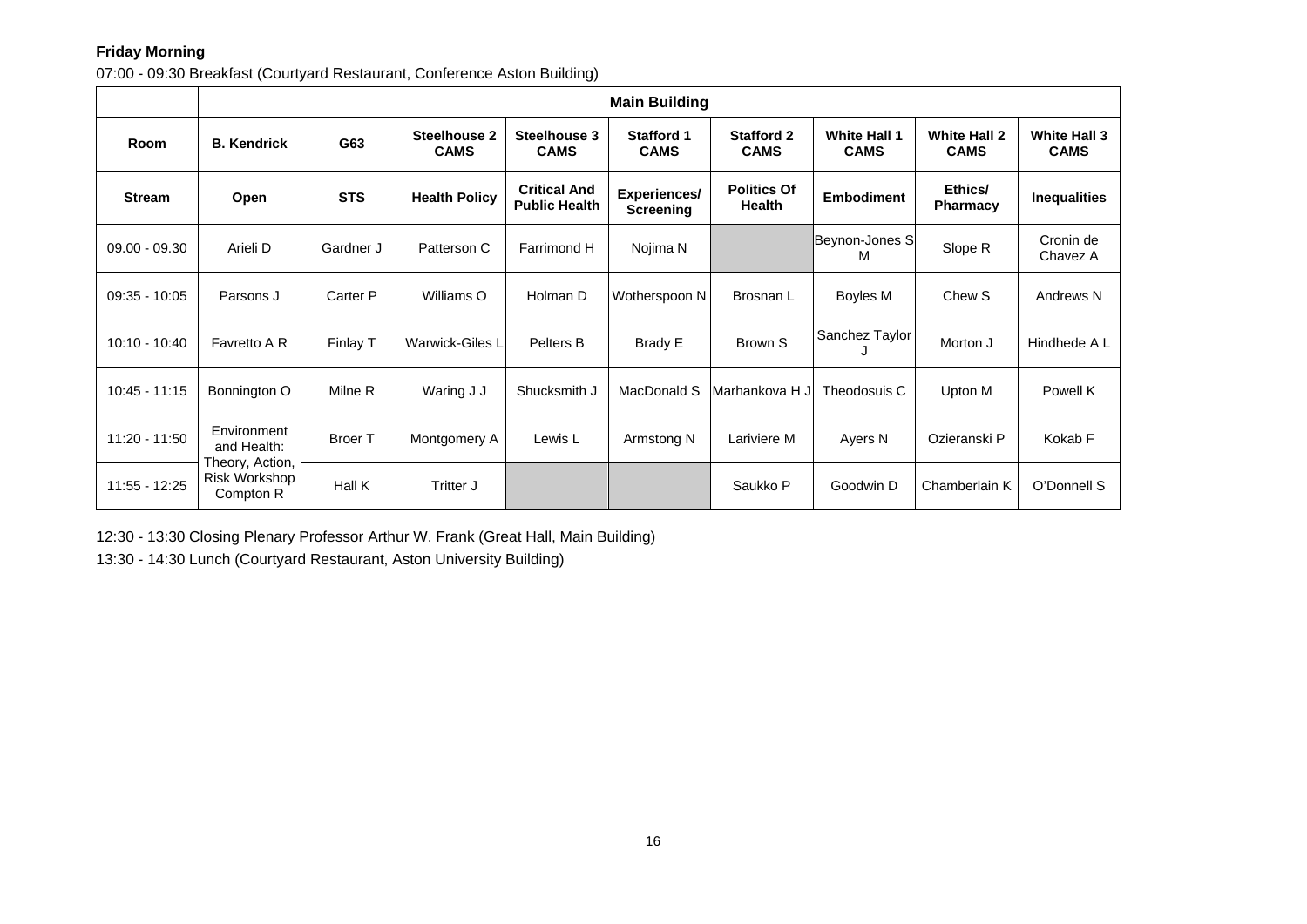**Friday Morning**

07:00 - 09:30 Breakfast (Courtyard Restaurant, Conference Aston Building)

| | Main Building | | | | | | | | |
|---|---|---|---|---|---|---|---|---|---|
| **Room** | **B. Kendrick** | **G63** | **Steelhouse 2 CAMS** | **Steelhouse 3 CAMS** | **Stafford 1 CAMS** | **Stafford 2 CAMS** | **White Hall 1 CAMS** | **White Hall 2 CAMS** | **White Hall 3 CAMS** |
| **Stream** | **Open** | **STS** | **Health Policy** | **Critical And Public Health** | **Experiences/ Screening** | **Politics Of Health** | **Embodiment** | **Ethics/ Pharmacy** | **Inequalities** |
| 09.00 - 09.30 | Arieli D | Gardner J | Patterson C | Farrimond H | Nojima N | | Beynon-Jones S M | Slope R | Cronin de Chavez A |
| 09:35 - 10:05 | Parsons J | Carter P | Williams O | Holman D | Wotherspoon N | Brosnan L | Boyles M | Chew S | Andrews N |
| 10:10 - 10:40 | Favretto A R | Finlay T | Warwick-Giles L | Pelters B | Brady E | Brown S | Sanchez Taylor J | Morton J | Hindhede A L |
| 10:45 - 11:15 | Bonnington O | Milne R | Waring J J | Shucksmith J | MacDonald S | Marhankova H J | Theodosuis C | Upton M | Powell K |
| 11:20 - 11:50 | Environment and Health: Theory, Action, Risk Workshop Compton R | Broer T | Montgomery A | Lewis L | Armstong N | Lariviere M | Ayers N | Ozieranski P | Kokab F |
| 11:55 - 12:25 | | Hall K | Tritter J | | | Saukko P | Goodwin D | Chamberlain K | O'Donnell S |

12:30 - 13:30 Closing Plenary Professor Arthur W. Frank (Great Hall, Main Building)

13:30 - 14:30 Lunch (Courtyard Restaurant, Aston University Building)